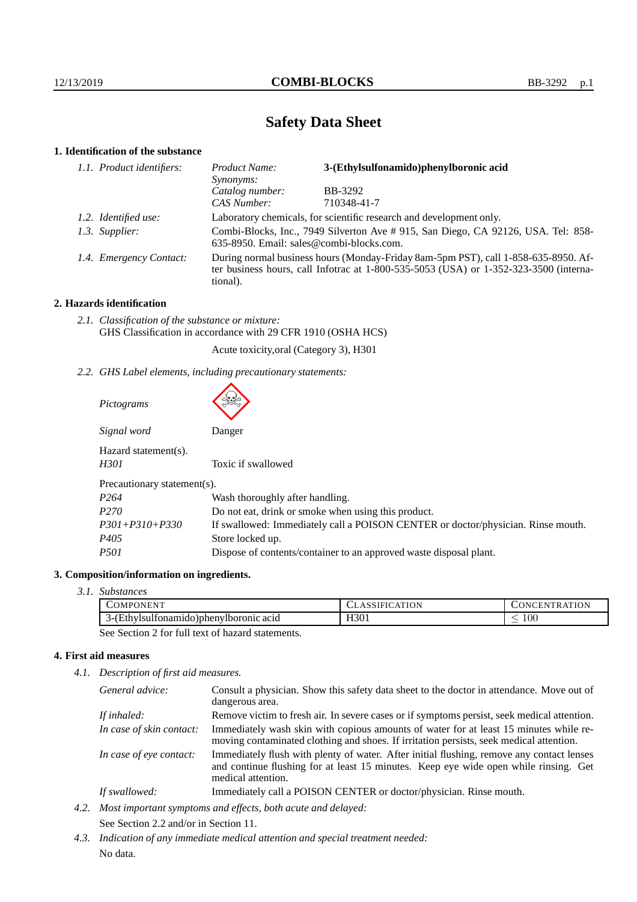# Safety Data Sheet

## 1. Identification of the substance

*1.1. Product identifiers:*

| | | |
|---|---|---|
| | *Product Name:* | **3-(Ethylsulfonamido)phenylboronic acid** |
| | *Synonyms:* | |
| | *Catalog number:* | BB-3292 |
| | *CAS Number:* | 710348-41-7 |

*1.2. Identified use:* Laboratory chemicals, for scientific research and development only.

*1.3. Supplier:* Combi-Blocks, Inc., 7949 Silverton Ave # 915, San Diego, CA 92126, USA. Tel: 858-635-8950. Email: sales@combi-blocks.com.

*1.4. Emergency Contact:* During normal business hours (Monday-Friday 8am-5pm PST), call 1-858-635-8950. After business hours, call Infotrac at 1-800-535-5053 (USA) or 1-352-323-3500 (international).

## 2. Hazards identification

*2.1. Classification of the substance or mixture:*
GHS Classification in accordance with 29 CFR 1910 (OSHA HCS)

Acute toxicity,oral (Category 3), H301

*2.2. GHS Label elements, including precautionary statements:*

*Pictograms*

*Signal word* Danger

Hazard statement(s).

| | |
|---|---|
| *H301* | Toxic if swallowed |

Precautionary statement(s).

| | |
|---|---|
| *P264* | Wash thoroughly after handling. |
| *P270* | Do not eat, drink or smoke when using this product. |
| *P301+P310+P330* | If swallowed: Immediately call a POISON CENTER or doctor/physician. Rinse mouth. |
| *P405* | Store locked up. |
| *P501* | Dispose of contents/container to an approved waste disposal plant. |

## 3. Composition/information on ingredients.

*3.1. Substances*

| Component | Classification | Concentration |
|---|---|---|
| 3-(Ethylsulfonamido)phenylboronic acid | H301 | $\leq 100$ |

See Section 2 for full text of hazard statements.

## 4. First aid measures

*4.1. Description of first aid measures.*

| | |
|---|---|
| *General advice:* | Consult a physician. Show this safety data sheet to the doctor in attendance. Move out of dangerous area. |
| *If inhaled:* | Remove victim to fresh air. In severe cases or if symptoms persist, seek medical attention. |
| *In case of skin contact:* | Immediately wash skin with copious amounts of water for at least 15 minutes while removing contaminated clothing and shoes. If irritation persists, seek medical attention. |
| *In case of eye contact:* | Immediately flush with plenty of water. After initial flushing, remove any contact lenses and continue flushing for at least 15 minutes. Keep eye wide open while rinsing. Get medical attention. |
| *If swallowed:* | Immediately call a POISON CENTER or doctor/physician. Rinse mouth. |

*4.2. Most important symptoms and effects, both acute and delayed:*

See Section 2.2 and/or in Section 11.

*4.3. Indication of any immediate medical attention and special treatment needed:*

No data.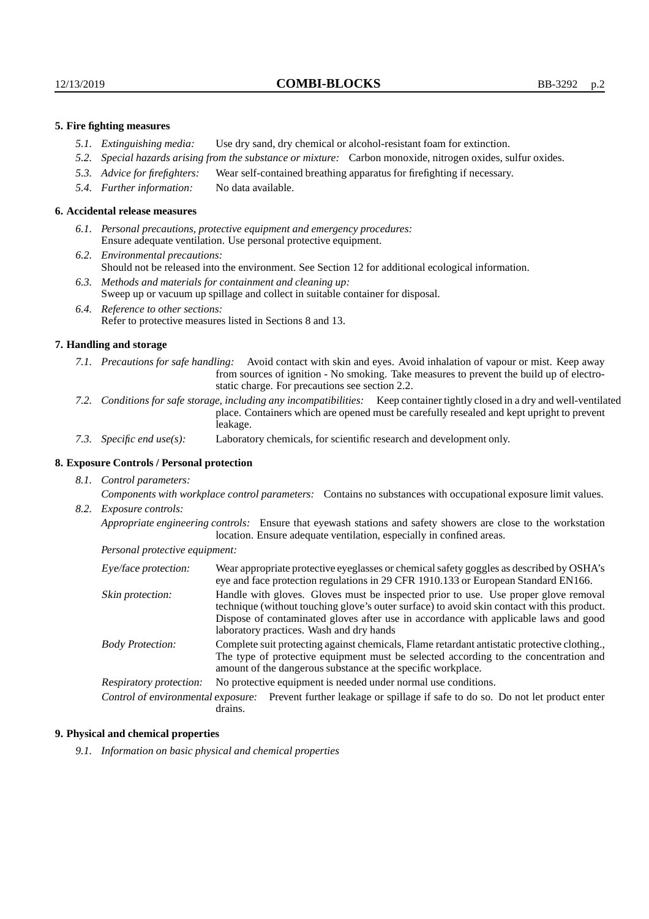## 5. Fire fighting measures

- *5.1. Extinguishing media:* Use dry sand, dry chemical or alcohol-resistant foam for extinction.
- *5.2. Special hazards arising from the substance or mixture:* Carbon monoxide, nitrogen oxides, sulfur oxides.
- *5.3. Advice for firefighters:* Wear self-contained breathing apparatus for firefighting if necessary.
- *5.4. Further information:* No data available.

## 6. Accidental release measures

- *6.1. Personal precautions, protective equipment and emergency procedures:*
  Ensure adequate ventilation. Use personal protective equipment.
- *6.2. Environmental precautions:*
  Should not be released into the environment. See Section 12 for additional ecological information.
- *6.3. Methods and materials for containment and cleaning up:*
  Sweep up or vacuum up spillage and collect in suitable container for disposal.
- *6.4. Reference to other sections:*
  Refer to protective measures listed in Sections 8 and 13.

## 7. Handling and storage

- *7.1. Precautions for safe handling:* Avoid contact with skin and eyes. Avoid inhalation of vapour or mist. Keep away from sources of ignition - No smoking. Take measures to prevent the build up of electrostatic charge. For precautions see section 2.2.
- *7.2. Conditions for safe storage, including any incompatibilities:* Keep container tightly closed in a dry and well-ventilated place. Containers which are opened must be carefully resealed and kept upright to prevent leakage.
- *7.3. Specific end use(s):* Laboratory chemicals, for scientific research and development only.

## 8. Exposure Controls / Personal protection

- *8.1. Control parameters:*
  *Components with workplace control parameters:* Contains no substances with occupational exposure limit values.
- *8.2. Exposure controls:*
  *Appropriate engineering controls:* Ensure that eyewash stations and safety showers are close to the workstation location. Ensure adequate ventilation, especially in confined areas.

  *Personal protective equipment:*

  *Eye/face protection:* Wear appropriate protective eyeglasses or chemical safety goggles as described by OSHA's eye and face protection regulations in 29 CFR 1910.133 or European Standard EN166.

  *Skin protection:* Handle with gloves. Gloves must be inspected prior to use. Use proper glove removal technique (without touching glove's outer surface) to avoid skin contact with this product. Dispose of contaminated gloves after use in accordance with applicable laws and good laboratory practices. Wash and dry hands

  *Body Protection:* Complete suit protecting against chemicals, Flame retardant antistatic protective clothing., The type of protective equipment must be selected according to the concentration and amount of the dangerous substance at the specific workplace.

  *Respiratory protection:* No protective equipment is needed under normal use conditions.

  *Control of environmental exposure:* Prevent further leakage or spillage if safe to do so. Do not let product enter drains.

## 9. Physical and chemical properties

- *9.1. Information on basic physical and chemical properties*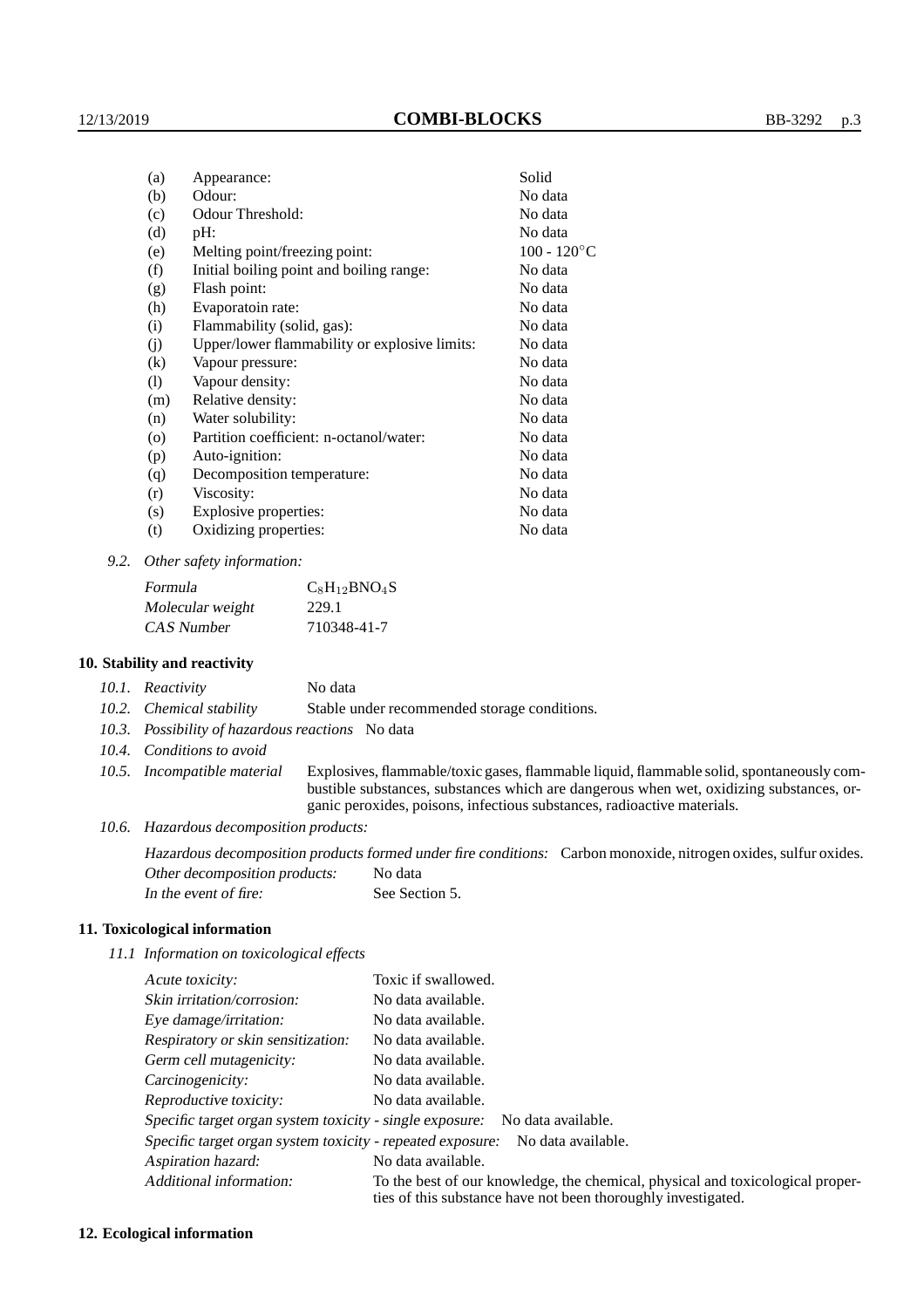| | | |
|---|---|---|
| (a) | Appearance: | Solid |
| (b) | Odour: | No data |
| (c) | Odour Threshold: | No data |
| (d) | pH: | No data |
| (e) | Melting point/freezing point: | 100 - 120°C |
| (f) | Initial boiling point and boiling range: | No data |
| (g) | Flash point: | No data |
| (h) | Evaporatoin rate: | No data |
| (i) | Flammability (solid, gas): | No data |
| (j) | Upper/lower flammability or explosive limits: | No data |
| (k) | Vapour pressure: | No data |
| (l) | Vapour density: | No data |
| (m) | Relative density: | No data |
| (n) | Water solubility: | No data |
| (o) | Partition coefficient: n-octanol/water: | No data |
| (p) | Auto-ignition: | No data |
| (q) | Decomposition temperature: | No data |
| (r) | Viscosity: | No data |
| (s) | Explosive properties: | No data |
| (t) | Oxidizing properties: | No data |

*9.2. Other safety information:*

| | |
|---|---|
| *Formula* | $C_8H_{12}BNO_4S$ |
| *Molecular weight* | 229.1 |
| *CAS Number* | 710348-41-7 |

## 10. Stability and reactivity

*10.1. Reactivity* No data

*10.2. Chemical stability* Stable under recommended storage conditions.

*10.3. Possibility of hazardous reactions* No data

*10.4. Conditions to avoid*

*10.5. Incompatible material* Explosives, flammable/toxic gases, flammable liquid, flammable solid, spontaneously combustible substances, substances which are dangerous when wet, oxidizing substances, organic peroxides, poisons, infectious substances, radioactive materials.

*10.6. Hazardous decomposition products:*

*Hazardous decomposition products formed under fire conditions:* Carbon monoxide, nitrogen oxides, sulfur oxides.

*Other decomposition products:* No data

*In the event of fire:* See Section 5.

## 11. Toxicological information

*11.1 Information on toxicological effects*

| | |
|---|---|
| *Acute toxicity:* | Toxic if swallowed. |
| *Skin irritation/corrosion:* | No data available. |
| *Eye damage/irritation:* | No data available. |
| *Respiratory or skin sensitization:* | No data available. |
| *Germ cell mutagenicity:* | No data available. |
| *Carcinogenicity:* | No data available. |
| *Reproductive toxicity:* | No data available. |
| *Specific target organ system toxicity - single exposure:* | No data available. |
| *Specific target organ system toxicity - repeated exposure:* | No data available. |
| *Aspiration hazard:* | No data available. |
| *Additional information:* | To the best of our knowledge, the chemical, physical and toxicological properties of this substance have not been thoroughly investigated. |

## 12. Ecological information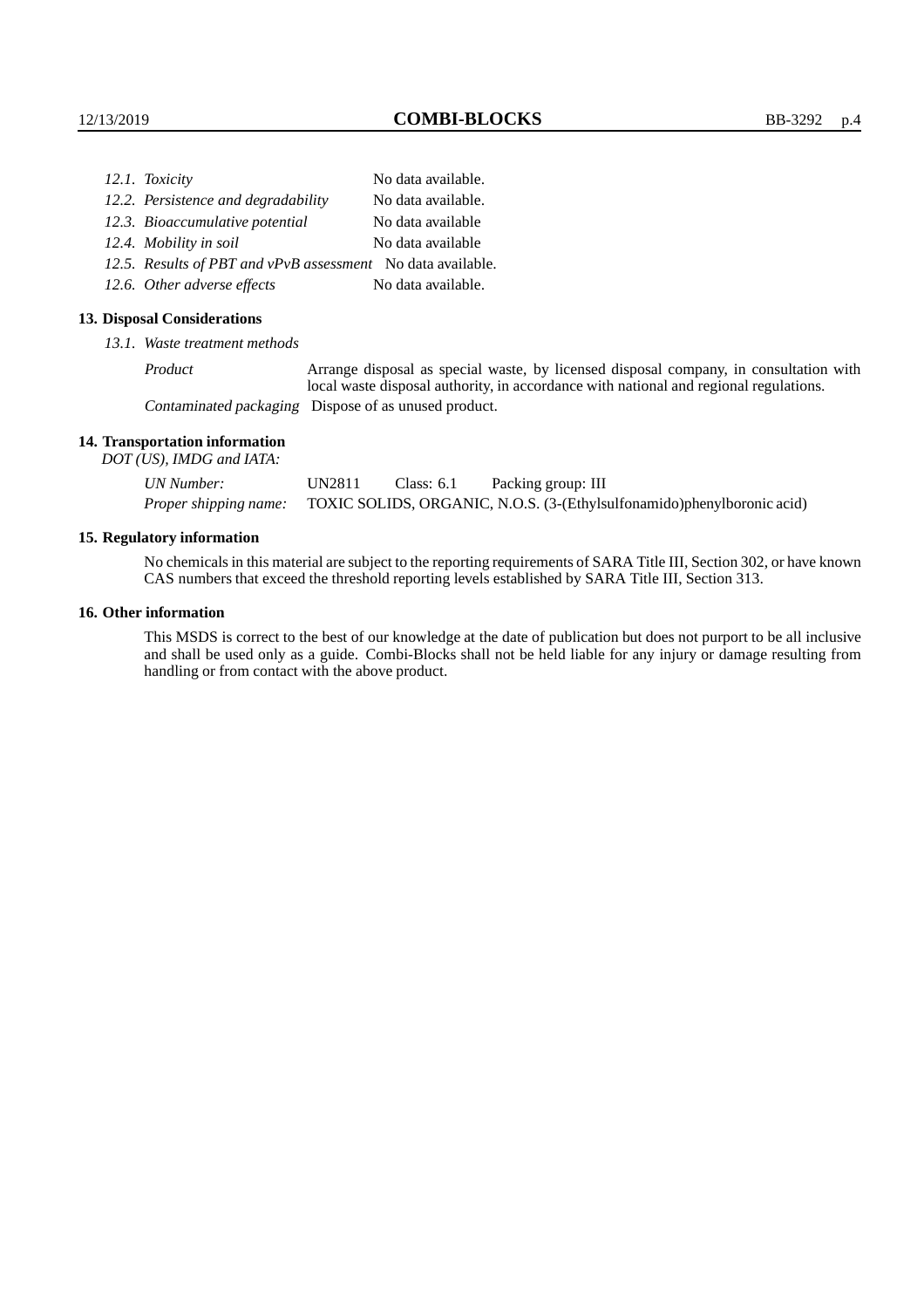*12.1. Toxicity* No data available.

*12.2. Persistence and degradability* No data available.

*12.3. Bioaccumulative potential* No data available

*12.4. Mobility in soil* No data available

*12.5. Results of PBT and vPvB assessment* No data available.

*12.6. Other adverse effects* No data available.

## 13. Disposal Considerations

*13.1. Waste treatment methods*

*Product* Arrange disposal as special waste, by licensed disposal company, in consultation with local waste disposal authority, in accordance with national and regional regulations.

*Contaminated packaging* Dispose of as unused product.

## 14. Transportation information

*DOT (US), IMDG and IATA:*

*UN Number:* UN2811 Class: 6.1 Packing group: III

*Proper shipping name:* TOXIC SOLIDS, ORGANIC, N.O.S. (3-(Ethylsulfonamido)phenylboronic acid)

## 15. Regulatory information

No chemicals in this material are subject to the reporting requirements of SARA Title III, Section 302, or have known CAS numbers that exceed the threshold reporting levels established by SARA Title III, Section 313.

## 16. Other information

This MSDS is correct to the best of our knowledge at the date of publication but does not purport to be all inclusive and shall be used only as a guide. Combi-Blocks shall not be held liable for any injury or damage resulting from handling or from contact with the above product.